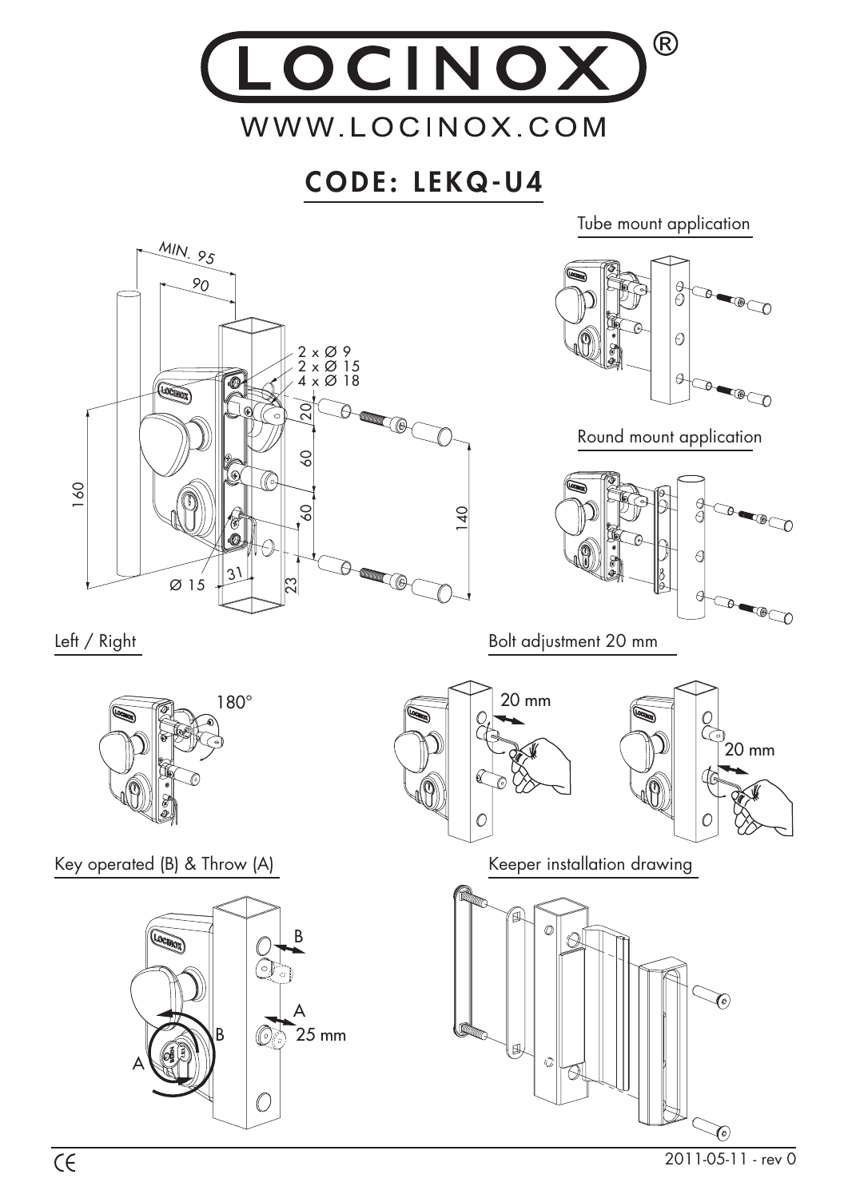# LOCINOX®

WWW.LOCINOX.COM

## CODE: LEKQ-U4

MIN. 95

90

2 x Ø 9
2 x Ø 15
4 x Ø 18

20

60

60

160

140

Ø 15

31

23

Tube mount application

Round mount application

Left / Right

180°

Bolt adjustment 20 mm

20 mm

20 mm

Key operated (B) & Throw (A)

B

A

25 mm

Keeper installation drawing

CE

2011-05-11 - rev 0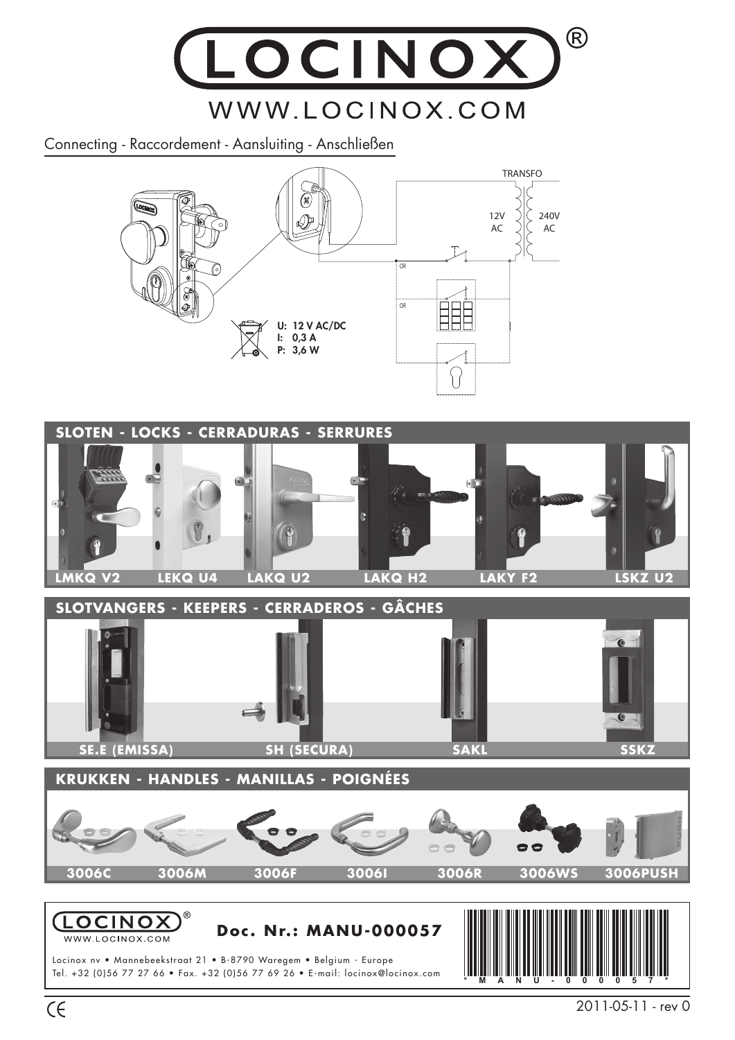# LOCINOX®

WWW.LOCINOX.COM

## Connecting - Raccordement - Aansluiting - Anschließen

TRANSFO

12V AC

240V AC

OR

OR

U: 12 V AC/DC
I: 0,3 A
P: 3,6 W

## SLOTEN - LOCKS - CERRADURAS - SERRURES

LMKQ V2 | LEKQ U4 | LAKQ U2 | LAKQ H2 | LAKY F2 | LSKZ U2

## SLOTVANGERS - KEEPERS - CERRADEROS - GÂCHES

SE.E (EMISSA) | SH (SECURA) | SAKL | SSKZ

## KRUKKEN - HANDLES - MANILLAS - POIGNÉES

3006C | 3006M | 3006F | 3006I | 3006R | 3006WS | 3006PUSH

LOCINOX® WWW.LOCINOX.COM

**Doc. Nr.: MANU-000057**

Locinox nv • Mannebeekstraat 21 • B-8790 Waregem • Belgium - Europe
Tel. +32 (0)56 77 27 66 • Fax. +32 (0)56 77 69 26 • E-mail: locinox@locinox.com

*MANU-000057*

CE

2011-05-11 - rev 0